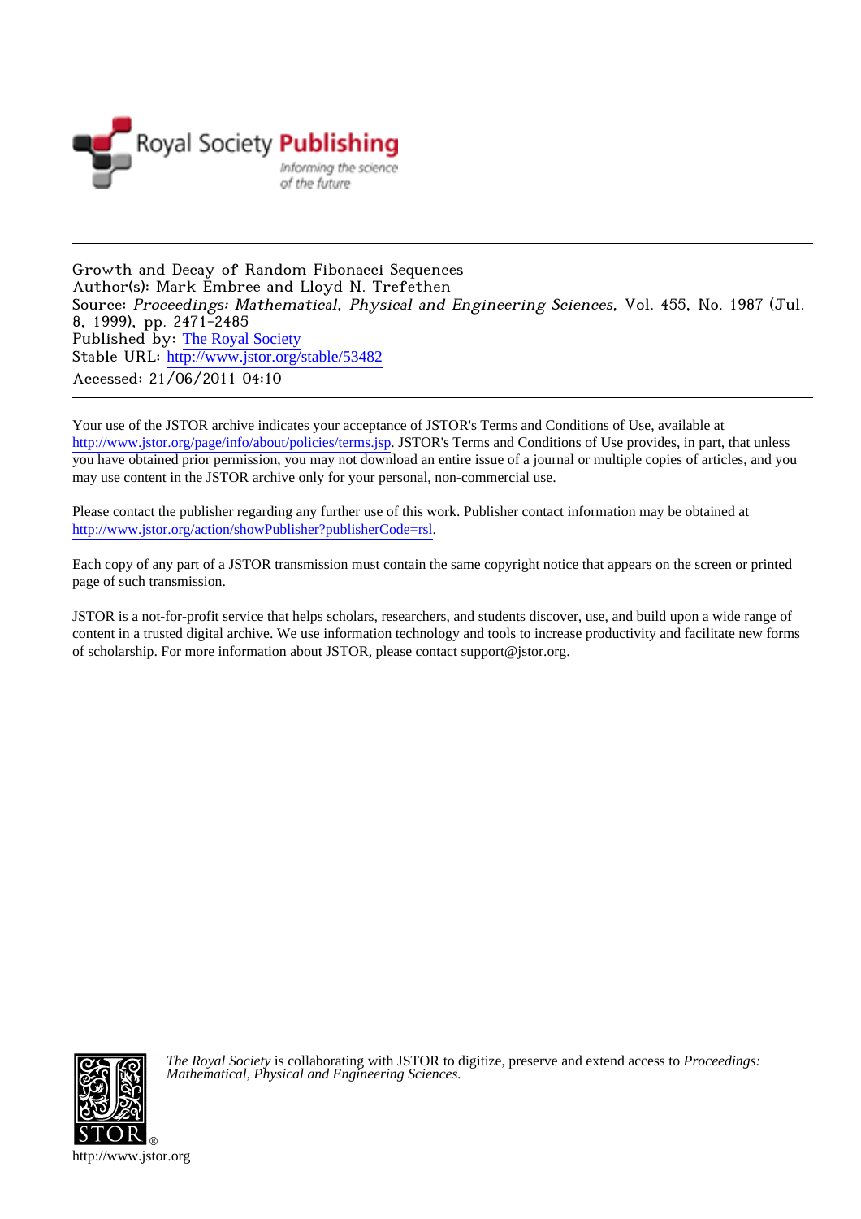Royal Society **Publishing**

*Informing the science of the future*

---

Growth and Decay of Random Fibonacci Sequences
Author(s): Mark Embree and Lloyd N. Trefethen
Source: *Proceedings: Mathematical, Physical and Engineering Sciences*, Vol. 455, No. 1987 (Jul. 8, 1999), pp. 2471-2485
Published by: The Royal Society
Stable URL: http://www.jstor.org/stable/53482
Accessed: 21/06/2011 04:10

---

Your use of the JSTOR archive indicates your acceptance of JSTOR's Terms and Conditions of Use, available at http://www.jstor.org/page/info/about/policies/terms.jsp. JSTOR's Terms and Conditions of Use provides, in part, that unless you have obtained prior permission, you may not download an entire issue of a journal or multiple copies of articles, and you may use content in the JSTOR archive only for your personal, non-commercial use.

Please contact the publisher regarding any further use of this work. Publisher contact information may be obtained at http://www.jstor.org/action/showPublisher?publisherCode=rsl.

Each copy of any part of a JSTOR transmission must contain the same copyright notice that appears on the screen or printed page of such transmission.

JSTOR is a not-for-profit service that helps scholars, researchers, and students discover, use, and build upon a wide range of content in a trusted digital archive. We use information technology and tools to increase productivity and facilitate new forms of scholarship. For more information about JSTOR, please contact support@jstor.org.

*The Royal Society* is collaborating with JSTOR to digitize, preserve and extend access to *Proceedings: Mathematical, Physical and Engineering Sciences.*

http://www.jstor.org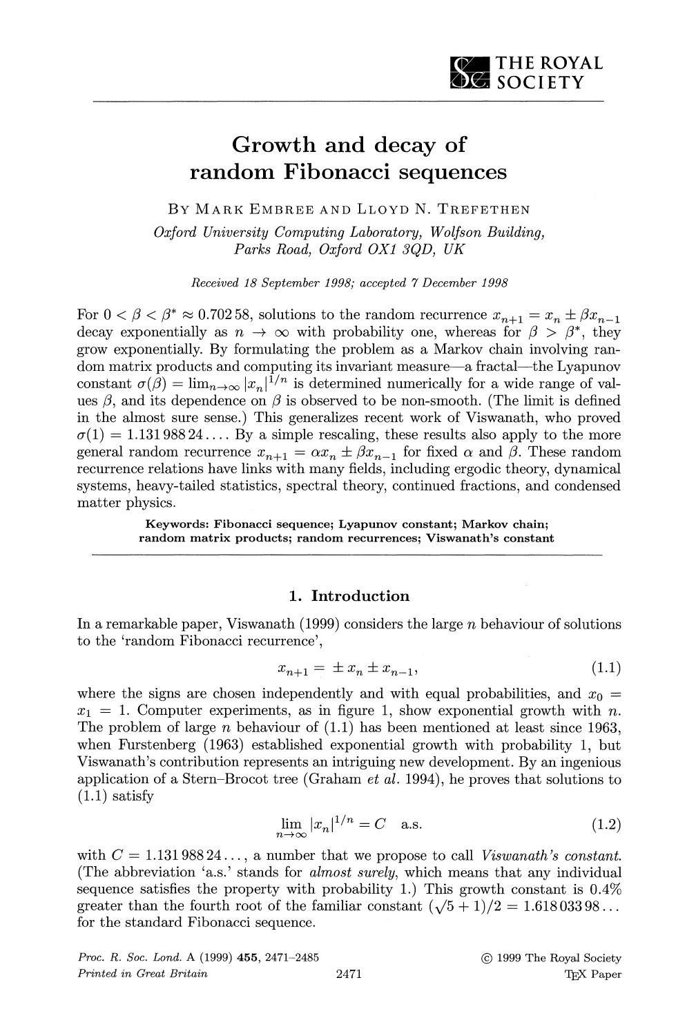# Growth and decay of random Fibonacci sequences

By Mark Embree and Lloyd N. Trefethen

*Oxford University Computing Laboratory, Wolfson Building, Parks Road, Oxford OX1 3QD, UK*

*Received 18 September 1998; accepted 7 December 1998*

For $0 < \beta < \beta^* \approx 0.702\,58$, solutions to the random recurrence $x_{n+1} = x_n \pm \beta x_{n-1}$ decay exponentially as $n \to \infty$ with probability one, whereas for $\beta > \beta^*$, they grow exponentially. By formulating the problem as a Markov chain involving random matrix products and computing its invariant measure—a fractal—the Lyapunov constant $\sigma(\beta) = \lim_{n\to\infty} |x_n|^{1/n}$ is determined numerically for a wide range of values $\beta$, and its dependence on $\beta$ is observed to be non-smooth. (The limit is defined in the almost sure sense.) This generalizes recent work of Viswanath, who proved $\sigma(1) = 1.131\,988\,24\ldots$. By a simple rescaling, these results also apply to the more general random recurrence $x_{n+1} = \alpha x_n \pm \beta x_{n-1}$ for fixed $\alpha$ and $\beta$. These random recurrence relations have links with many fields, including ergodic theory, dynamical systems, heavy-tailed statistics, spectral theory, continued fractions, and condensed matter physics.

**Keywords: Fibonacci sequence; Lyapunov constant; Markov chain; random matrix products; random recurrences; Viswanath's constant**

## 1. Introduction

In a remarkable paper, Viswanath (1999) considers the large $n$ behaviour of solutions to the 'random Fibonacci recurrence',

$$x_{n+1} = \pm x_n \pm x_{n-1}, \tag{1.1}$$

where the signs are chosen independently and with equal probabilities, and $x_0 = x_1 = 1$. Computer experiments, as in figure 1, show exponential growth with $n$. The problem of large $n$ behaviour of (1.1) has been mentioned at least since 1963, when Furstenberg (1963) established exponential growth with probability 1, but Viswanath's contribution represents an intriguing new development. By an ingenious application of a Stern–Brocot tree (Graham *et al.* 1994), he proves that solutions to (1.1) satisfy

$$\lim_{n\to\infty} |x_n|^{1/n} = C \quad \text{a.s.} \tag{1.2}$$

with $C = 1.131\,988\,24\ldots$, a number that we propose to call *Viswanath's constant*. (The abbreviation 'a.s.' stands for *almost surely*, which means that any individual sequence satisfies the property with probability 1.) This growth constant is 0.4% greater than the fourth root of the familiar constant $(\sqrt{5}+1)/2 = 1.618\,033\,98\ldots$ for the standard Fibonacci sequence.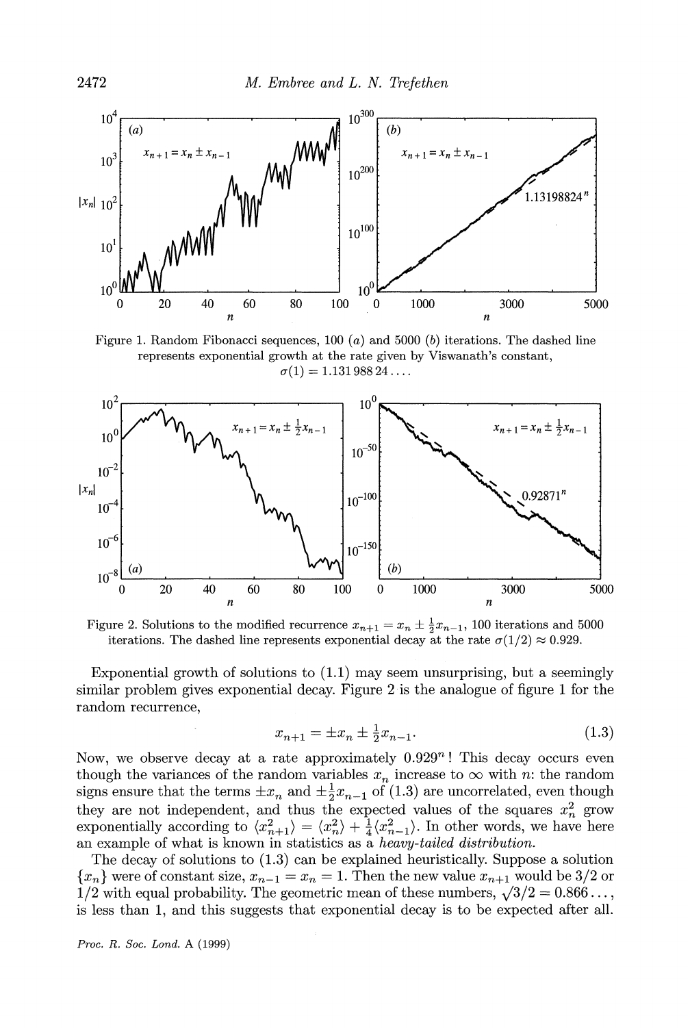Figure 1. Random Fibonacci sequences, 100 (*a*) and 5000 (*b*) iterations. The dashed line represents exponential growth at the rate given by Viswanath's constant, $\sigma(1) = 1.131\,988\,24\ldots$.

Figure 2. Solutions to the modified recurrence $x_{n+1} = x_n \pm \frac{1}{2}x_{n-1}$, 100 iterations and 5000 iterations. The dashed line represents exponential decay at the rate $\sigma(1/2) \approx 0.929$.

Exponential growth of solutions to (1.1) may seem unsurprising, but a seemingly similar problem gives exponential decay. Figure 2 is the analogue of figure 1 for the random recurrence,

$$x_{n+1} = \pm x_n \pm \tfrac{1}{2}x_{n-1}. \tag{1.3}$$

Now, we observe decay at a rate approximately $0.929^n$! This decay occurs even though the variances of the random variables $x_n$ increase to $\infty$ with $n$: the random signs ensure that the terms $\pm x_n$ and $\pm\frac{1}{2}x_{n-1}$ of (1.3) are uncorrelated, even though they are not independent, and thus the expected values of the squares $x_n^2$ grow exponentially according to $\langle x_{n+1}^2\rangle = \langle x_n^2\rangle + \frac{1}{4}\langle x_{n-1}^2\rangle$. In other words, we have here an example of what is known in statistics as a *heavy-tailed distribution*.

The decay of solutions to (1.3) can be explained heuristically. Suppose a solution $\{x_n\}$ were of constant size, $x_{n-1} = x_n = 1$. Then the new value $x_{n+1}$ would be $3/2$ or $1/2$ with equal probability. The geometric mean of these numbers, $\sqrt{3}/2 = 0.866\ldots$, is less than 1, and this suggests that exponential decay is to be expected after all.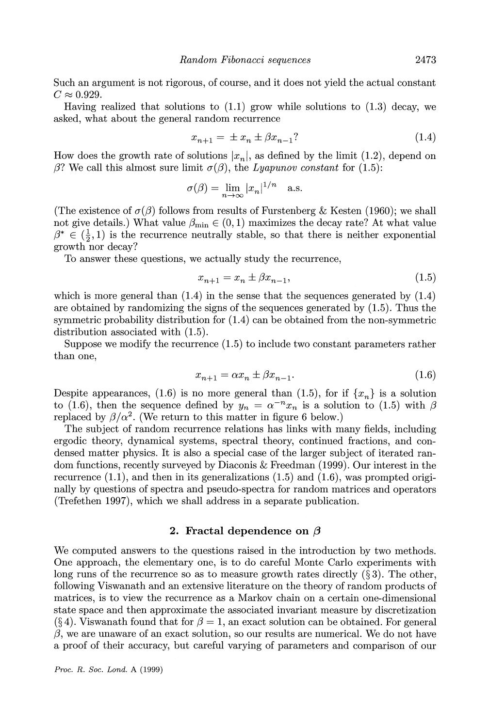Such an argument is not rigorous, of course, and it does not yield the actual constant $C \approx 0.929$.

Having realized that solutions to (1.1) grow while solutions to (1.3) decay, we asked, what about the general random recurrence

$$x_{n+1} = \pm\, x_n \pm \beta x_{n-1}? \tag{1.4}$$

How does the growth rate of solutions $|x_n|$, as defined by the limit (1.2), depend on $\beta$? We call this almost sure limit $\sigma(\beta)$, the *Lyapunov constant* for (1.5):

$$\sigma(\beta) = \lim_{n\to\infty} |x_n|^{1/n} \quad \text{a.s.}$$

(The existence of $\sigma(\beta)$ follows from results of Furstenberg & Kesten (1960); we shall not give details.) What value $\beta_{\min} \in (0, 1)$ maximizes the decay rate? At what value $\beta^* \in (\frac{1}{2}, 1)$ is the recurrence neutrally stable, so that there is neither exponential growth nor decay?

To answer these questions, we actually study the recurrence,

$$x_{n+1} = x_n \pm \beta x_{n-1}, \tag{1.5}$$

which is more general than (1.4) in the sense that the sequences generated by (1.4) are obtained by randomizing the signs of the sequences generated by (1.5). Thus the symmetric probability distribution for (1.4) can be obtained from the non-symmetric distribution associated with (1.5).

Suppose we modify the recurrence (1.5) to include two constant parameters rather than one,

$$x_{n+1} = \alpha x_n \pm \beta x_{n-1}. \tag{1.6}$$

Despite appearances, (1.6) is no more general than (1.5), for if $\{x_n\}$ is a solution to (1.6), then the sequence defined by $y_n = \alpha^{-n} x_n$ is a solution to (1.5) with $\beta$ replaced by $\beta/\alpha^2$. (We return to this matter in figure 6 below.)

The subject of random recurrence relations has links with many fields, including ergodic theory, dynamical systems, spectral theory, continued fractions, and condensed matter physics. It is also a special case of the larger subject of iterated random functions, recently surveyed by Diaconis & Freedman (1999). Our interest in the recurrence (1.1), and then in its generalizations (1.5) and (1.6), was prompted originally by questions of spectra and pseudo-spectra for random matrices and operators (Trefethen 1997), which we shall address in a separate publication.

## 2. Fractal dependence on $\beta$

We computed answers to the questions raised in the introduction by two methods. One approach, the elementary one, is to do careful Monte Carlo experiments with long runs of the recurrence so as to measure growth rates directly (§ 3). The other, following Viswanath and an extensive literature on the theory of random products of matrices, is to view the recurrence as a Markov chain on a certain one-dimensional state space and then approximate the associated invariant measure by discretization (§ 4). Viswanath found that for $\beta = 1$, an exact solution can be obtained. For general $\beta$, we are unaware of an exact solution, so our results are numerical. We do not have a proof of their accuracy, but careful varying of parameters and comparison of our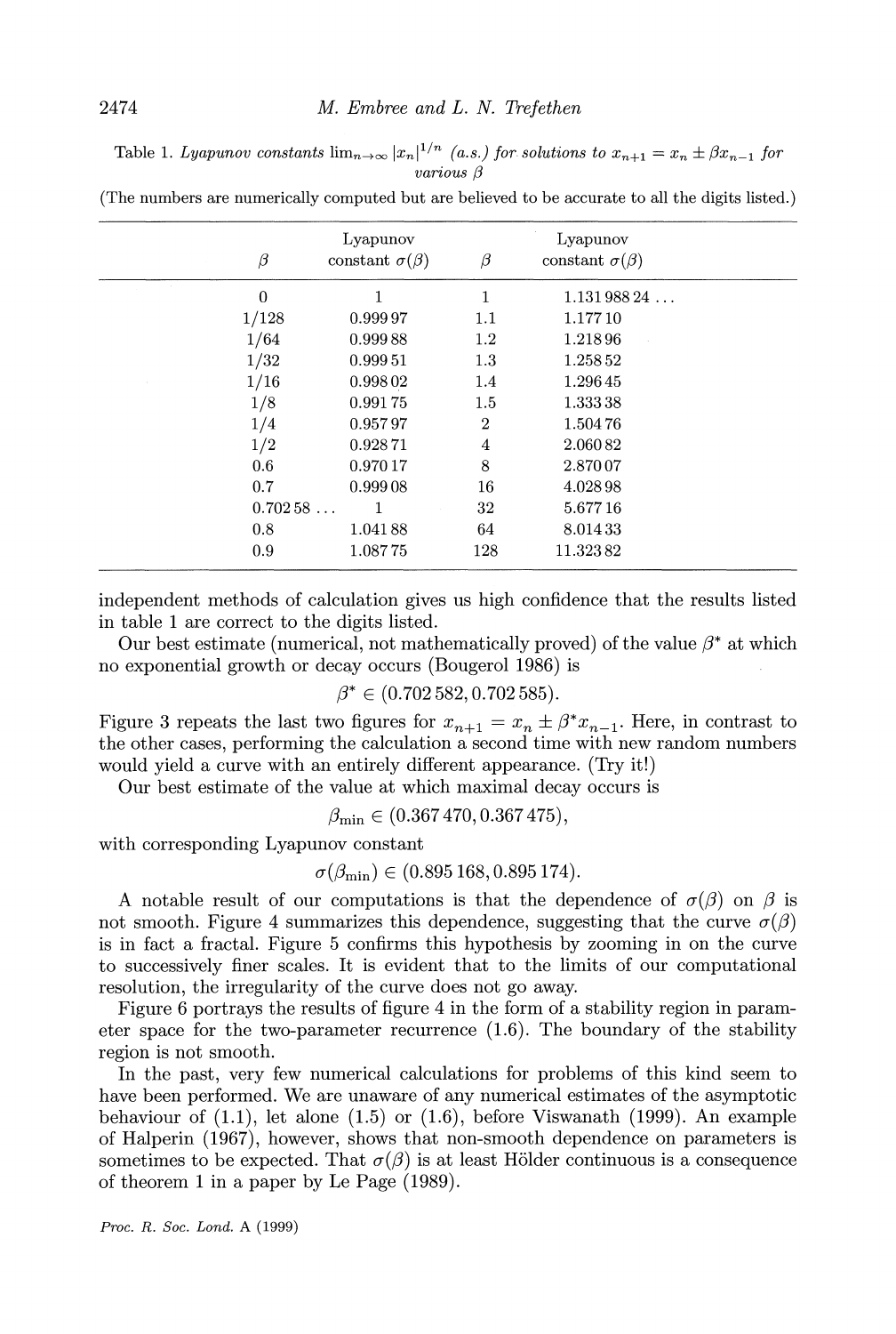Table 1. *Lyapunov constants* $\lim_{n\to\infty} |x_n|^{1/n}$ *(a.s.) for solutions to* $x_{n+1} = x_n \pm \beta x_{n-1}$ *for various* $\beta$

(The numbers are numerically computed but are believed to be accurate to all the digits listed.)

| $\beta$ | Lyapunov constant $\sigma(\beta)$ | $\beta$ | Lyapunov constant $\sigma(\beta)$ |
|---|---|---|---|
| 0 | 1 | 1 | 1.131 988 24 ... |
| 1/128 | 0.999 97 | 1.1 | 1.177 10 |
| 1/64 | 0.999 88 | 1.2 | 1.218 96 |
| 1/32 | 0.999 51 | 1.3 | 1.258 52 |
| 1/16 | 0.998 02 | 1.4 | 1.296 45 |
| 1/8 | 0.991 75 | 1.5 | 1.333 38 |
| 1/4 | 0.957 97 | 2 | 1.504 76 |
| 1/2 | 0.928 71 | 4 | 2.060 82 |
| 0.6 | 0.970 17 | 8 | 2.870 07 |
| 0.7 | 0.999 08 | 16 | 4.028 98 |
| 0.702 58 ... | 1 | 32 | 5.677 16 |
| 0.8 | 1.041 88 | 64 | 8.014 33 |
| 0.9 | 1.087 75 | 128 | 11.323 82 |

independent methods of calculation gives us high confidence that the results listed in table 1 are correct to the digits listed.

Our best estimate (numerical, not mathematically proved) of the value $\beta^*$ at which no exponential growth or decay occurs (Bougerol 1986) is

$$\beta^* \in (0.702\,582, 0.702\,585).$$

Figure 3 repeats the last two figures for $x_{n+1} = x_n \pm \beta^* x_{n-1}$. Here, in contrast to the other cases, performing the calculation a second time with new random numbers would yield a curve with an entirely different appearance. (Try it!)

Our best estimate of the value at which maximal decay occurs is

$$\beta_{\min} \in (0.367\,470, 0.367\,475),$$

with corresponding Lyapunov constant

$$\sigma(\beta_{\min}) \in (0.895\,168, 0.895\,174).$$

A notable result of our computations is that the dependence of $\sigma(\beta)$ on $\beta$ is not smooth. Figure 4 summarizes this dependence, suggesting that the curve $\sigma(\beta)$ is in fact a fractal. Figure 5 confirms this hypothesis by zooming in on the curve to successively finer scales. It is evident that to the limits of our computational resolution, the irregularity of the curve does not go away.

Figure 6 portrays the results of figure 4 in the form of a stability region in parameter space for the two-parameter recurrence (1.6). The boundary of the stability region is not smooth.

In the past, very few numerical calculations for problems of this kind seem to have been performed. We are unaware of any numerical estimates of the asymptotic behaviour of (1.1), let alone (1.5) or (1.6), before Viswanath (1999). An example of Halperin (1967), however, shows that non-smooth dependence on parameters is sometimes to be expected. That $\sigma(\beta)$ is at least Hölder continuous is a consequence of theorem 1 in a paper by Le Page (1989).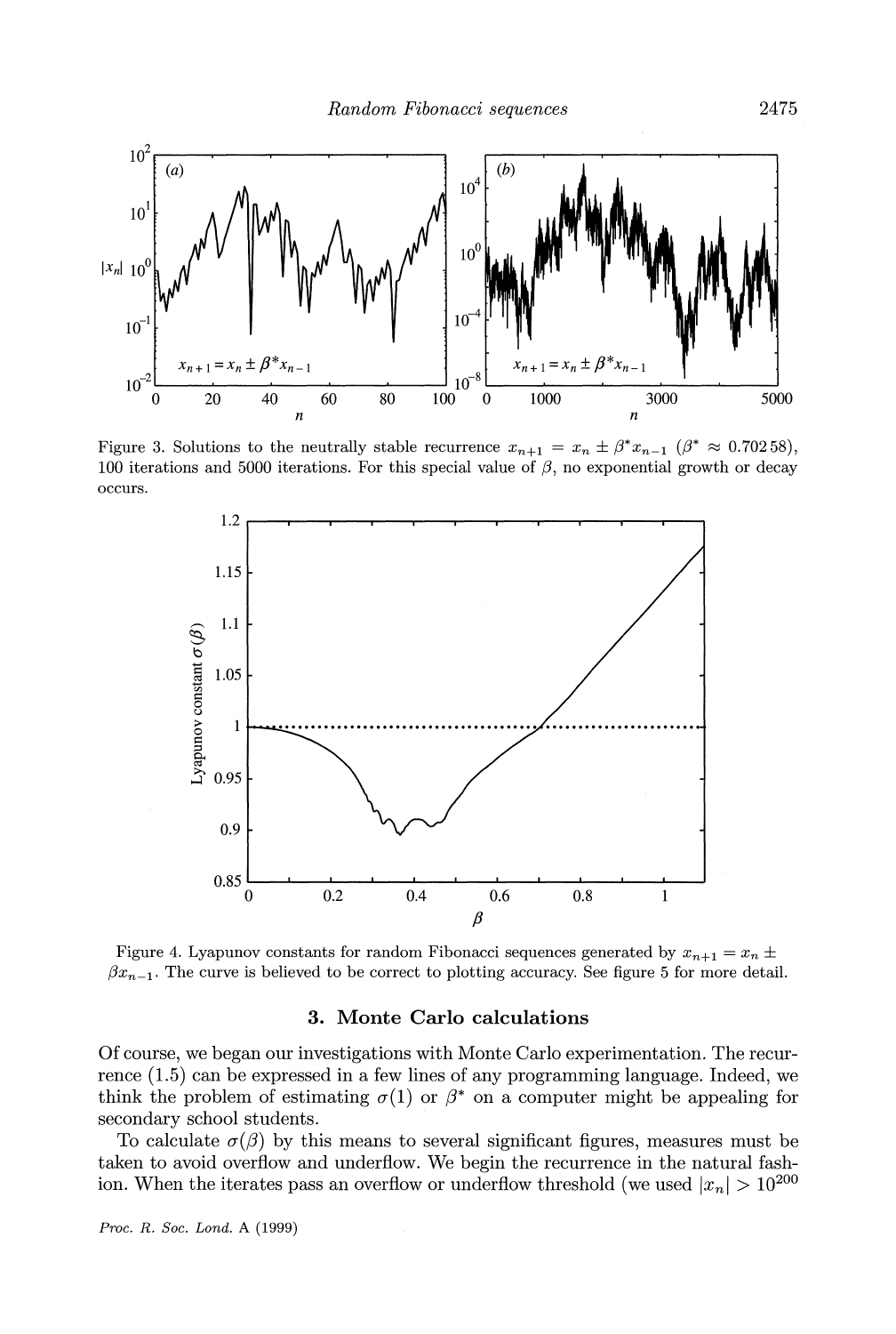Figure 3. Solutions to the neutrally stable recurrence $x_{n+1} = x_n \pm \beta^* x_{n-1}$ ($\beta^* \approx 0.70258$), 100 iterations and 5000 iterations. For this special value of $\beta$, no exponential growth or decay occurs.

Figure 4. Lyapunov constants for random Fibonacci sequences generated by $x_{n+1} = x_n \pm \beta x_{n-1}$. The curve is believed to be correct to plotting accuracy. See figure 5 for more detail.

## 3. Monte Carlo calculations

Of course, we began our investigations with Monte Carlo experimentation. The recurrence (1.5) can be expressed in a few lines of any programming language. Indeed, we think the problem of estimating $\sigma(1)$ or $\beta^*$ on a computer might be appealing for secondary school students.

To calculate $\sigma(\beta)$ by this means to several significant figures, measures must be taken to avoid overflow and underflow. We begin the recurrence in the natural fashion. When the iterates pass an overflow or underflow threshold (we used $|x_n| > 10^{200}$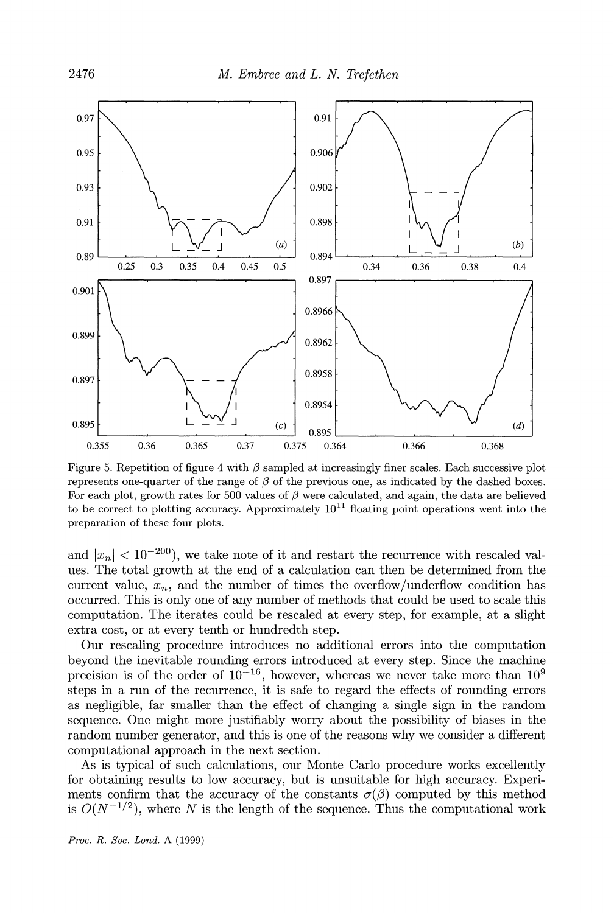Figure 5. Repetition of figure 4 with $\beta$ sampled at increasingly finer scales. Each successive plot represents one-quarter of the range of $\beta$ of the previous one, as indicated by the dashed boxes. For each plot, growth rates for 500 values of $\beta$ were calculated, and again, the data are believed to be correct to plotting accuracy. Approximately $10^{11}$ floating point operations went into the preparation of these four plots.

and $|x_n| < 10^{-200}$), we take note of it and restart the recurrence with rescaled values. The total growth at the end of a calculation can then be determined from the current value, $x_n$, and the number of times the overflow/underflow condition has occurred. This is only one of any number of methods that could be used to scale this computation. The iterates could be rescaled at every step, for example, at a slight extra cost, or at every tenth or hundredth step.

Our rescaling procedure introduces no additional errors into the computation beyond the inevitable rounding errors introduced at every step. Since the machine precision is of the order of $10^{-16}$, however, whereas we never take more than $10^9$ steps in a run of the recurrence, it is safe to regard the effects of rounding errors as negligible, far smaller than the effect of changing a single sign in the random sequence. One might more justifiably worry about the possibility of biases in the random number generator, and this is one of the reasons why we consider a different computational approach in the next section.

As is typical of such calculations, our Monte Carlo procedure works excellently for obtaining results to low accuracy, but is unsuitable for high accuracy. Experiments confirm that the accuracy of the constants $\sigma(\beta)$ computed by this method is $O(N^{-1/2})$, where $N$ is the length of the sequence. Thus the computational work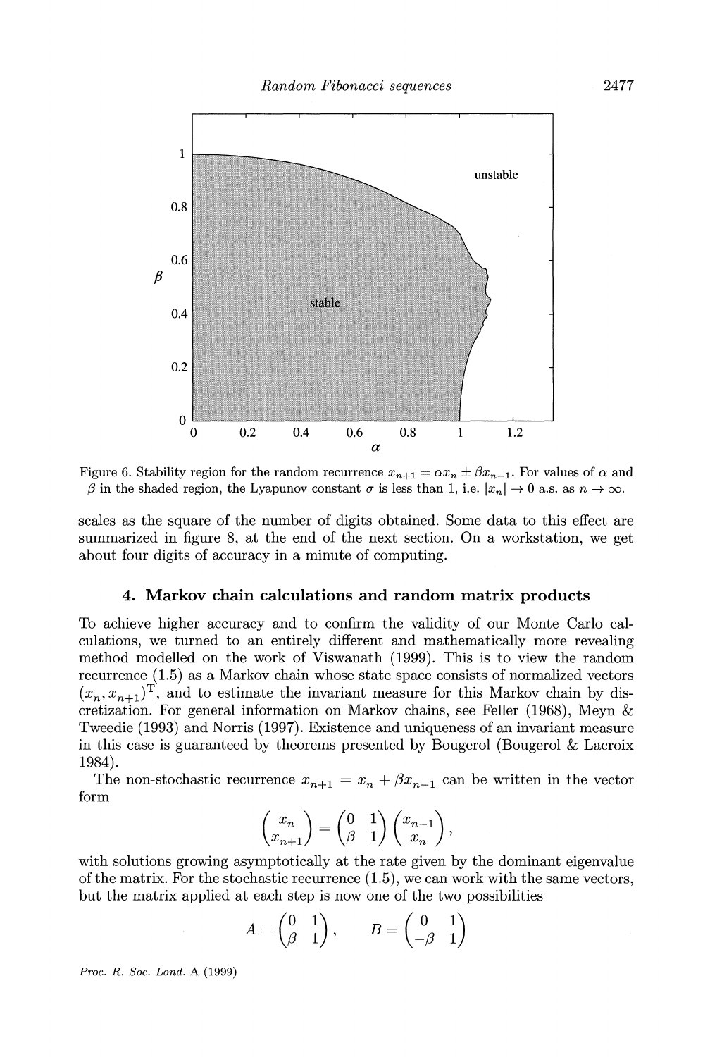Figure 6. Stability region for the random recurrence $x_{n+1} = \alpha x_n \pm \beta x_{n-1}$. For values of $\alpha$ and $\beta$ in the shaded region, the Lyapunov constant $\sigma$ is less than 1, i.e. $|x_n| \to 0$ a.s. as $n \to \infty$.

scales as the square of the number of digits obtained. Some data to this effect are summarized in figure 8, at the end of the next section. On a workstation, we get about four digits of accuracy in a minute of computing.

## 4. Markov chain calculations and random matrix products

To achieve higher accuracy and to confirm the validity of our Monte Carlo calculations, we turned to an entirely different and mathematically more revealing method modelled on the work of Viswanath (1999). This is to view the random recurrence (1.5) as a Markov chain whose state space consists of normalized vectors $(x_n, x_{n+1})^{\mathrm{T}}$, and to estimate the invariant measure for this Markov chain by discretization. For general information on Markov chains, see Feller (1968), Meyn & Tweedie (1993) and Norris (1997). Existence and uniqueness of an invariant measure in this case is guaranteed by theorems presented by Bougerol (Bougerol & Lacroix 1984).

The non-stochastic recurrence $x_{n+1} = x_n + \beta x_{n-1}$ can be written in the vector form

$$\begin{pmatrix} x_n \\ x_{n+1} \end{pmatrix} = \begin{pmatrix} 0 & 1 \\ \beta & 1 \end{pmatrix} \begin{pmatrix} x_{n-1} \\ x_n \end{pmatrix},$$

with solutions growing asymptotically at the rate given by the dominant eigenvalue of the matrix. For the stochastic recurrence (1.5), we can work with the same vectors, but the matrix applied at each step is now one of the two possibilities

$$A = \begin{pmatrix} 0 & 1 \\ \beta & 1 \end{pmatrix}, \qquad B = \begin{pmatrix} 0 & 1 \\ -\beta & 1 \end{pmatrix}$$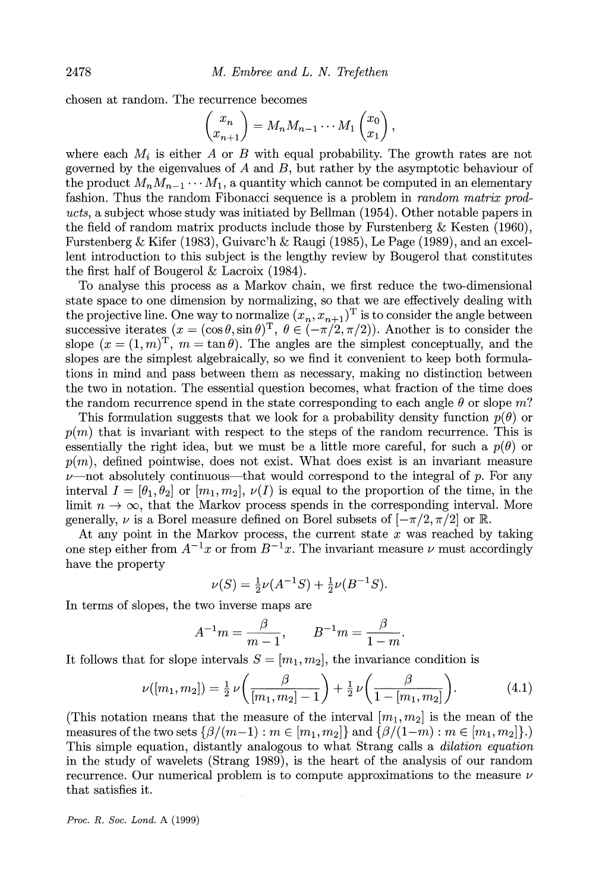chosen at random. The recurrence becomes

$$\begin{pmatrix} x_n \\ x_{n+1} \end{pmatrix} = M_n M_{n-1} \cdots M_1 \begin{pmatrix} x_0 \\ x_1 \end{pmatrix},$$

where each $M_i$ is either $A$ or $B$ with equal probability. The growth rates are not governed by the eigenvalues of $A$ and $B$, but rather by the asymptotic behaviour of the product $M_n M_{n-1} \cdots M_1$, a quantity which cannot be computed in an elementary fashion. Thus the random Fibonacci sequence is a problem in *random matrix products*, a subject whose study was initiated by Bellman (1954). Other notable papers in the field of random matrix products include those by Furstenberg & Kesten (1960), Furstenberg & Kifer (1983), Guivarc'h & Raugi (1985), Le Page (1989), and an excellent introduction to this subject is the lengthy review by Bougerol that constitutes the first half of Bougerol & Lacroix (1984).

To analyse this process as a Markov chain, we first reduce the two-dimensional state space to one dimension by normalizing, so that we are effectively dealing with the projective line. One way to normalize $(x_n, x_{n+1})^{\mathrm{T}}$ is to consider the angle between successive iterates ($x = (\cos\theta, \sin\theta)^{\mathrm{T}}$, $\theta \in (-\pi/2, \pi/2)$). Another is to consider the slope ($x = (1, m)^{\mathrm{T}}$, $m = \tan\theta$). The angles are the simplest conceptually, and the slopes are the simplest algebraically, so we find it convenient to keep both formulations in mind and pass between them as necessary, making no distinction between the two in notation. The essential question becomes, what fraction of the time does the random recurrence spend in the state corresponding to each angle $\theta$ or slope $m$?

This formulation suggests that we look for a probability density function $p(\theta)$ or $p(m)$ that is invariant with respect to the steps of the random recurrence. This is essentially the right idea, but we must be a little more careful, for such a $p(\theta)$ or $p(m)$, defined pointwise, does not exist. What does exist is an invariant measure $\nu$—not absolutely continuous—that would correspond to the integral of $p$. For any interval $I = [\theta_1, \theta_2]$ or $[m_1, m_2]$, $\nu(I)$ is equal to the proportion of the time, in the limit $n \to \infty$, that the Markov process spends in the corresponding interval. More generally, $\nu$ is a Borel measure defined on Borel subsets of $[-\pi/2, \pi/2]$ or $\mathbb{R}$.

At any point in the Markov process, the current state $x$ was reached by taking one step either from $A^{-1}x$ or from $B^{-1}x$. The invariant measure $\nu$ must accordingly have the property

$$\nu(S) = \tfrac{1}{2}\nu(A^{-1}S) + \tfrac{1}{2}\nu(B^{-1}S).$$

In terms of slopes, the two inverse maps are

$$A^{-1}m = \frac{\beta}{m-1}, \qquad B^{-1}m = \frac{\beta}{1-m}.$$

It follows that for slope intervals $S = [m_1, m_2]$, the invariance condition is

$$\nu([m_1, m_2]) = \tfrac{1}{2}\,\nu\!\left(\frac{\beta}{[m_1, m_2] - 1}\right) + \tfrac{1}{2}\,\nu\!\left(\frac{\beta}{1 - [m_1, m_2]}\right). \tag{4.1}$$

(This notation means that the measure of the interval $[m_1, m_2]$ is the mean of the measures of the two sets $\{\beta/(m-1) : m \in [m_1, m_2]\}$ and $\{\beta/(1-m) : m \in [m_1, m_2]\}$.) This simple equation, distantly analogous to what Strang calls a *dilation equation* in the study of wavelets (Strang 1989), is the heart of the analysis of our random recurrence. Our numerical problem is to compute approximations to the measure $\nu$ that satisfies it.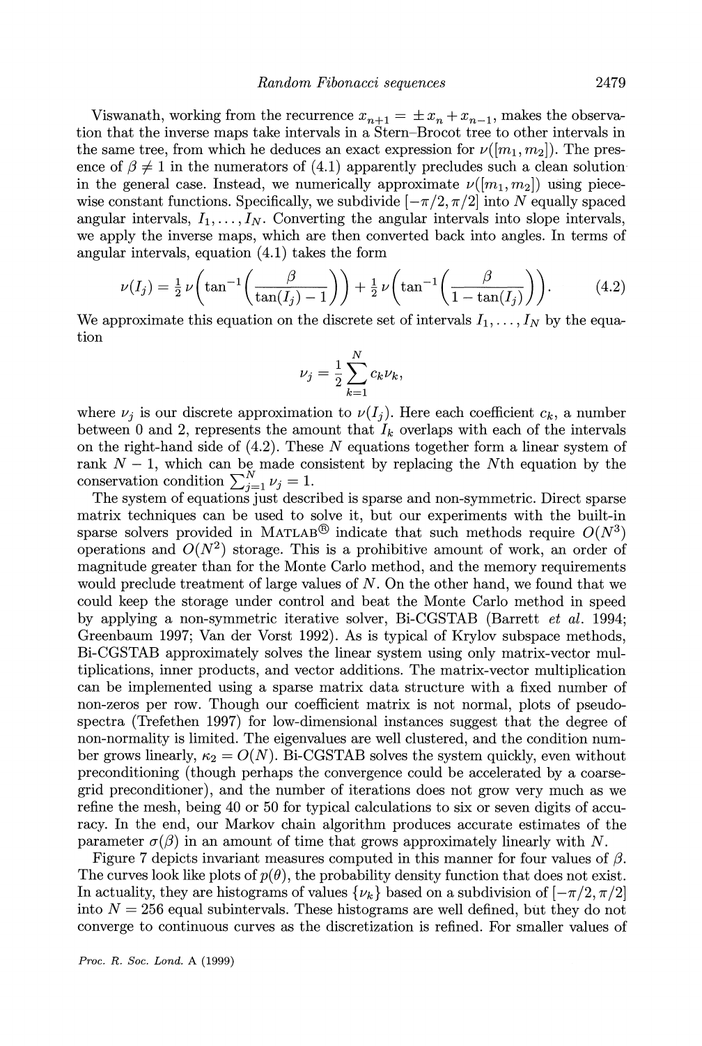Viswanath, working from the recurrence $x_{n+1} = \pm x_n + x_{n-1}$, makes the observation that the inverse maps take intervals in a Stern–Brocot tree to other intervals in the same tree, from which he deduces an exact expression for $\nu([m_1, m_2])$. The presence of $\beta \neq 1$ in the numerators of (4.1) apparently precludes such a clean solution in the general case. Instead, we numerically approximate $\nu([m_1, m_2])$ using piecewise constant functions. Specifically, we subdivide $[-\pi/2, \pi/2]$ into $N$ equally spaced angular intervals, $I_1, \ldots, I_N$. Converting the angular intervals into slope intervals, we apply the inverse maps, which are then converted back into angles. In terms of angular intervals, equation (4.1) takes the form

$$\nu(I_j) = \tfrac{1}{2}\,\nu\left(\tan^{-1}\left(\frac{\beta}{\tan(I_j) - 1}\right)\right) + \tfrac{1}{2}\,\nu\left(\tan^{-1}\left(\frac{\beta}{1 - \tan(I_j)}\right)\right). \tag{4.2}$$

We approximate this equation on the discrete set of intervals $I_1, \ldots, I_N$ by the equation

$$\nu_j = \frac{1}{2}\sum_{k=1}^{N} c_k \nu_k,$$

where $\nu_j$ is our discrete approximation to $\nu(I_j)$. Here each coefficient $c_k$, a number between 0 and 2, represents the amount that $I_k$ overlaps with each of the intervals on the right-hand side of (4.2). These $N$ equations together form a linear system of rank $N - 1$, which can be made consistent by replacing the $N$th equation by the conservation condition $\sum_{j=1}^{N} \nu_j = 1$.

The system of equations just described is sparse and non-symmetric. Direct sparse matrix techniques can be used to solve it, but our experiments with the built-in sparse solvers provided in MATLAB® indicate that such methods require $O(N^3)$ operations and $O(N^2)$ storage. This is a prohibitive amount of work, an order of magnitude greater than for the Monte Carlo method, and the memory requirements would preclude treatment of large values of $N$. On the other hand, we found that we could keep the storage under control and beat the Monte Carlo method in speed by applying a non-symmetric iterative solver, Bi-CGSTAB (Barrett *et al.* 1994; Greenbaum 1997; Van der Vorst 1992). As is typical of Krylov subspace methods, Bi-CGSTAB approximately solves the linear system using only matrix-vector multiplications, inner products, and vector additions. The matrix-vector multiplication can be implemented using a sparse matrix data structure with a fixed number of non-zeros per row. Though our coefficient matrix is not normal, plots of pseudospectra (Trefethen 1997) for low-dimensional instances suggest that the degree of non-normality is limited. The eigenvalues are well clustered, and the condition number grows linearly, $\kappa_2 = O(N)$. Bi-CGSTAB solves the system quickly, even without preconditioning (though perhaps the convergence could be accelerated by a coarse-grid preconditioner), and the number of iterations does not grow very much as we refine the mesh, being 40 or 50 for typical calculations to six or seven digits of accuracy. In the end, our Markov chain algorithm produces accurate estimates of the parameter $\sigma(\beta)$ in an amount of time that grows approximately linearly with $N$.

Figure 7 depicts invariant measures computed in this manner for four values of $\beta$. The curves look like plots of $p(\theta)$, the probability density function that does not exist. In actuality, they are histograms of values $\{\nu_k\}$ based on a subdivision of $[-\pi/2, \pi/2]$ into $N = 256$ equal subintervals. These histograms are well defined, but they do not converge to continuous curves as the discretization is refined. For smaller values of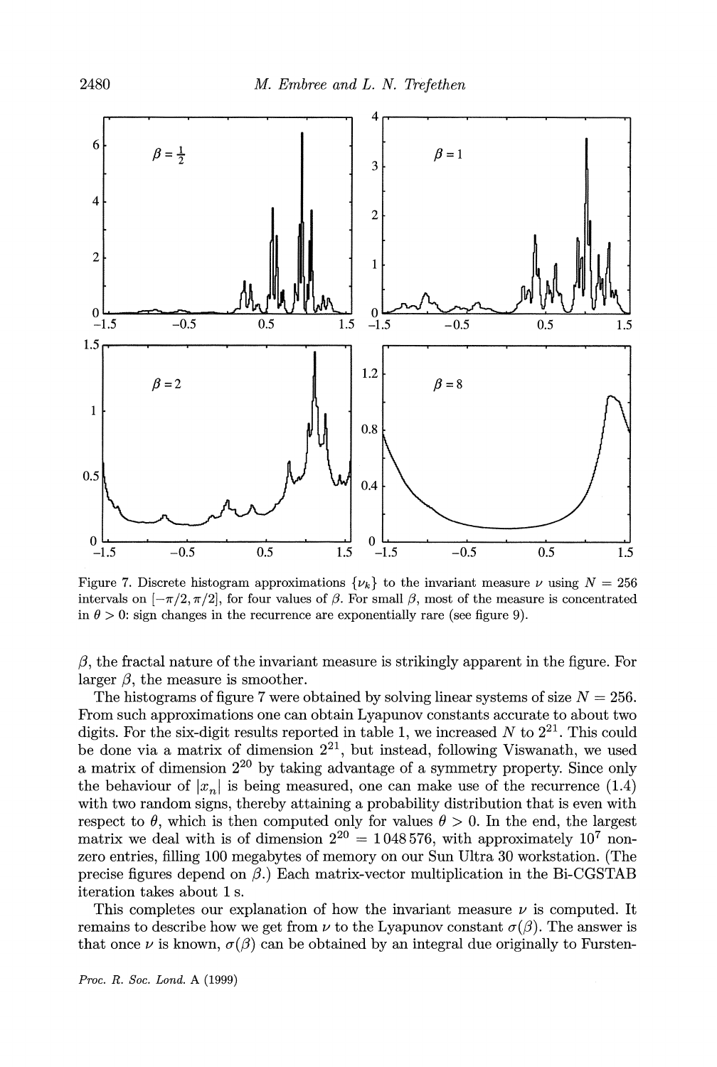Figure 7. Discrete histogram approximations $\{\nu_k\}$ to the invariant measure $\nu$ using $N = 256$ intervals on $[-\pi/2, \pi/2]$, for four values of $\beta$. For small $\beta$, most of the measure is concentrated in $\theta > 0$: sign changes in the recurrence are exponentially rare (see figure 9).

$\beta$, the fractal nature of the invariant measure is strikingly apparent in the figure. For larger $\beta$, the measure is smoother.

The histograms of figure 7 were obtained by solving linear systems of size $N = 256$. From such approximations one can obtain Lyapunov constants accurate to about two digits. For the six-digit results reported in table 1, we increased $N$ to $2^{21}$. This could be done via a matrix of dimension $2^{21}$, but instead, following Viswanath, we used a matrix of dimension $2^{20}$ by taking advantage of a symmetry property. Since only the behaviour of $|x_n|$ is being measured, one can make use of the recurrence (1.4) with two random signs, thereby attaining a probability distribution that is even with respect to $\theta$, which is then computed only for values $\theta > 0$. In the end, the largest matrix we deal with is of dimension $2^{20} = 1\,048\,576$, with approximately $10^7$ nonzero entries, filling 100 megabytes of memory on our Sun Ultra 30 workstation. (The precise figures depend on $\beta$.) Each matrix-vector multiplication in the Bi-CGSTAB iteration takes about 1 s.

This completes our explanation of how the invariant measure $\nu$ is computed. It remains to describe how we get from $\nu$ to the Lyapunov constant $\sigma(\beta)$. The answer is that once $\nu$ is known, $\sigma(\beta)$ can be obtained by an integral due originally to Fursten-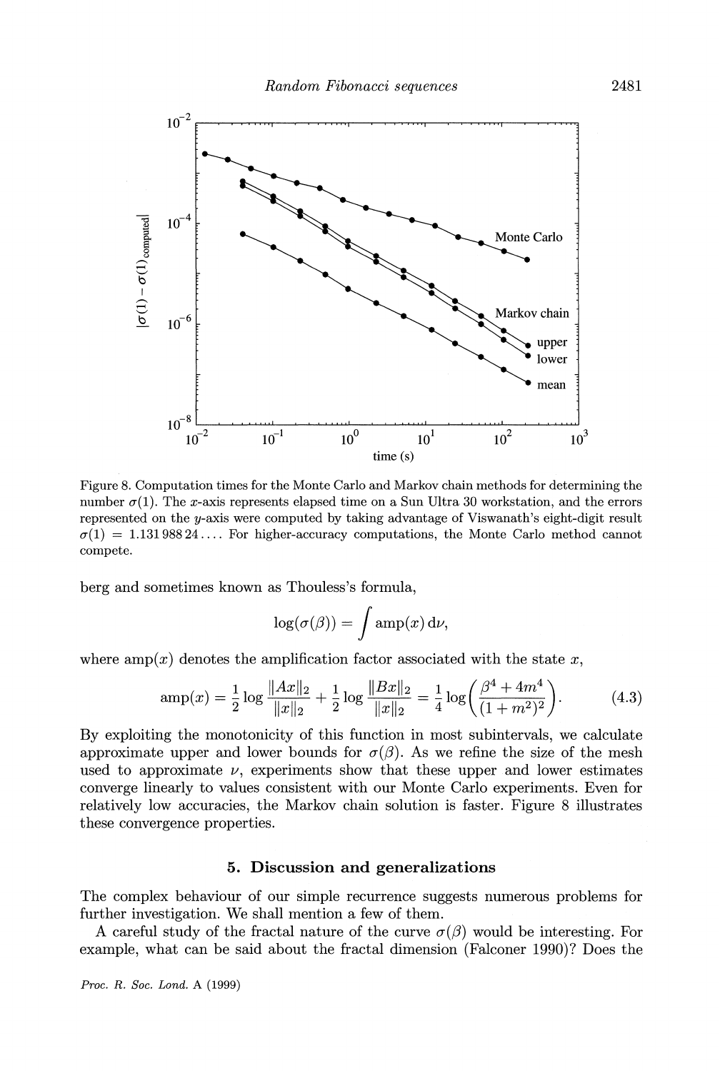Figure 8. Computation times for the Monte Carlo and Markov chain methods for determining the number $\sigma(1)$. The $x$-axis represents elapsed time on a Sun Ultra 30 workstation, and the errors represented on the $y$-axis were computed by taking advantage of Viswanath's eight-digit result $\sigma(1) = 1.131\,988\,24\ldots$. For higher-accuracy computations, the Monte Carlo method cannot compete.

berg and sometimes known as Thouless's formula,

$$\log(\sigma(\beta)) = \int \mathrm{amp}(x)\,\mathrm{d}\nu,$$

where $\mathrm{amp}(x)$ denotes the amplification factor associated with the state $x$,

$$\mathrm{amp}(x) = \frac{1}{2}\log\frac{\|Ax\|_2}{\|x\|_2} + \frac{1}{2}\log\frac{\|Bx\|_2}{\|x\|_2} = \frac{1}{4}\log\biggl(\frac{\beta^4 + 4m^4}{(1+m^2)^2}\biggr). \tag{4.3}$$

By exploiting the monotonicity of this function in most subintervals, we calculate approximate upper and lower bounds for $\sigma(\beta)$. As we refine the size of the mesh used to approximate $\nu$, experiments show that these upper and lower estimates converge linearly to values consistent with our Monte Carlo experiments. Even for relatively low accuracies, the Markov chain solution is faster. Figure 8 illustrates these convergence properties.

## 5. Discussion and generalizations

The complex behaviour of our simple recurrence suggests numerous problems for further investigation. We shall mention a few of them.

A careful study of the fractal nature of the curve $\sigma(\beta)$ would be interesting. For example, what can be said about the fractal dimension (Falconer 1990)? Does the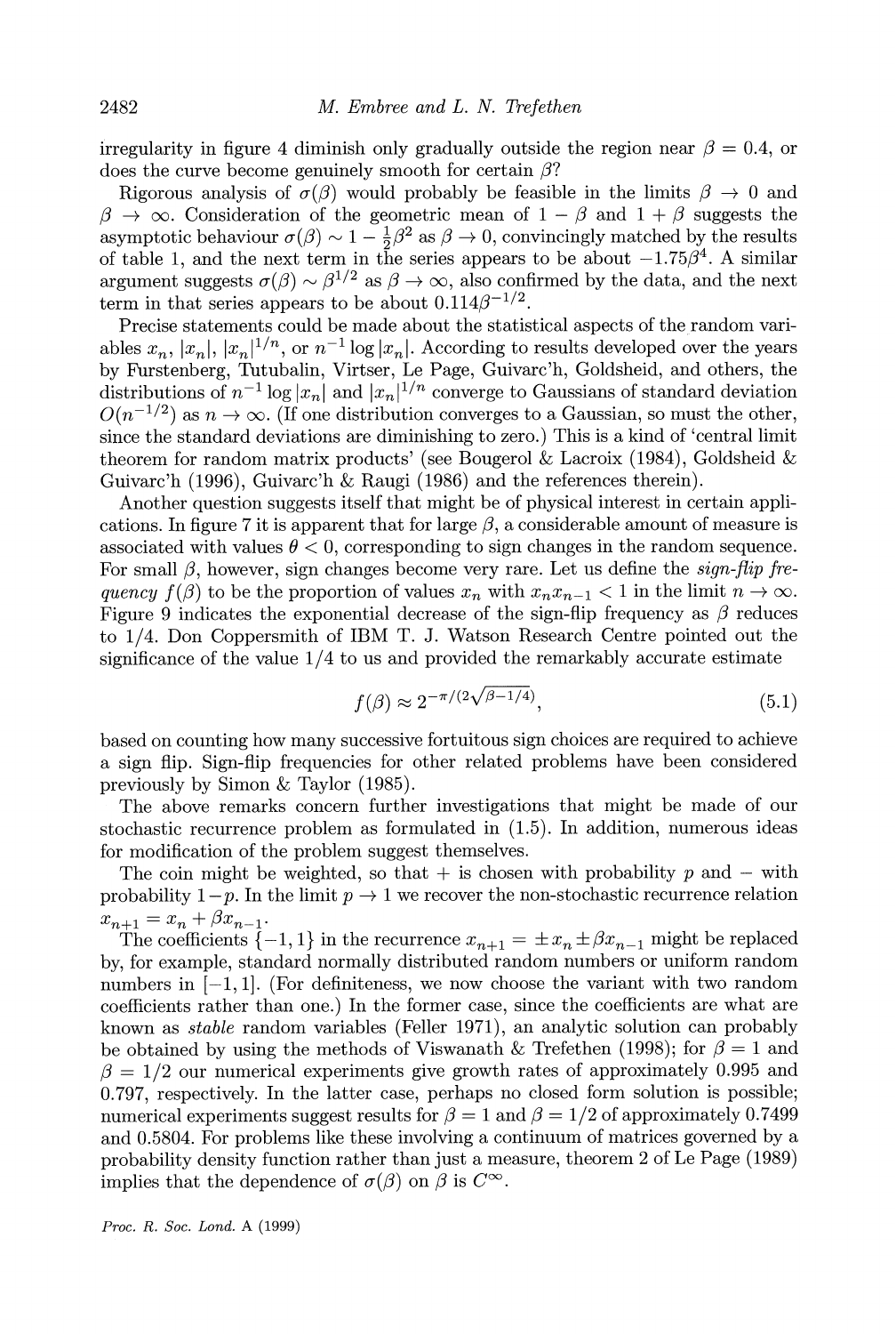irregularity in figure 4 diminish only gradually outside the region near $\beta = 0.4$, or does the curve become genuinely smooth for certain $\beta$?

Rigorous analysis of $\sigma(\beta)$ would probably be feasible in the limits $\beta \to 0$ and $\beta \to \infty$. Consideration of the geometric mean of $1 - \beta$ and $1 + \beta$ suggests the asymptotic behaviour $\sigma(\beta) \sim 1 - \frac{1}{2}\beta^2$ as $\beta \to 0$, convincingly matched by the results of table 1, and the next term in the series appears to be about $-1.75\beta^4$. A similar argument suggests $\sigma(\beta) \sim \beta^{1/2}$ as $\beta \to \infty$, also confirmed by the data, and the next term in that series appears to be about $0.114\beta^{-1/2}$.

Precise statements could be made about the statistical aspects of the random variables $x_n$, $|x_n|$, $|x_n|^{1/n}$, or $n^{-1}\log|x_n|$. According to results developed over the years by Furstenberg, Tutubalin, Virtser, Le Page, Guivarc'h, Goldsheid, and others, the distributions of $n^{-1}\log|x_n|$ and $|x_n|^{1/n}$ converge to Gaussians of standard deviation $O(n^{-1/2})$ as $n \to \infty$. (If one distribution converges to a Gaussian, so must the other, since the standard deviations are diminishing to zero.) This is a kind of 'central limit theorem for random matrix products' (see Bougerol & Lacroix (1984), Goldsheid & Guivarc'h (1996), Guivarc'h & Raugi (1986) and the references therein).

Another question suggests itself that might be of physical interest in certain applications. In figure 7 it is apparent that for large $\beta$, a considerable amount of measure is associated with values $\theta < 0$, corresponding to sign changes in the random sequence. For small $\beta$, however, sign changes become very rare. Let us define the *sign-flip frequency* $f(\beta)$ to be the proportion of values $x_n$ with $x_n x_{n-1} < 1$ in the limit $n \to \infty$. Figure 9 indicates the exponential decrease of the sign-flip frequency as $\beta$ reduces to 1/4. Don Coppersmith of IBM T. J. Watson Research Centre pointed out the significance of the value 1/4 to us and provided the remarkably accurate estimate

$$f(\beta) \approx 2^{-\pi/(2\sqrt{\beta - 1/4})}, \tag{5.1}$$

based on counting how many successive fortuitous sign choices are required to achieve a sign flip. Sign-flip frequencies for other related problems have been considered previously by Simon & Taylor (1985).

The above remarks concern further investigations that might be made of our stochastic recurrence problem as formulated in (1.5). In addition, numerous ideas for modification of the problem suggest themselves.

The coin might be weighted, so that + is chosen with probability $p$ and − with probability $1-p$. In the limit $p \to 1$ we recover the non-stochastic recurrence relation $x_{n+1} = x_n + \beta x_{n-1}$.

The coefficients $\{-1, 1\}$ in the recurrence $x_{n+1} = \pm x_n \pm \beta x_{n-1}$ might be replaced by, for example, standard normally distributed random numbers or uniform random numbers in $[-1, 1]$. (For definiteness, we now choose the variant with two random coefficients rather than one.) In the former case, since the coefficients are what are known as *stable* random variables (Feller 1971), an analytic solution can probably be obtained by using the methods of Viswanath & Trefethen (1998); for $\beta = 1$ and $\beta = 1/2$ our numerical experiments give growth rates of approximately 0.995 and 0.797, respectively. In the latter case, perhaps no closed form solution is possible; numerical experiments suggest results for $\beta = 1$ and $\beta = 1/2$ of approximately 0.7499 and 0.5804. For problems like these involving a continuum of matrices governed by a probability density function rather than just a measure, theorem 2 of Le Page (1989) implies that the dependence of $\sigma(\beta)$ on $\beta$ is $C^\infty$.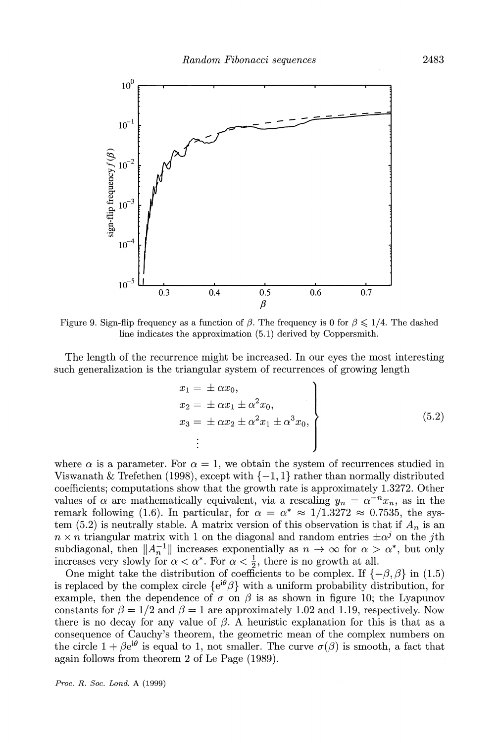Figure 9. Sign-flip frequency as a function of $\beta$. The frequency is 0 for $\beta \leqslant 1/4$. The dashed line indicates the approximation (5.1) derived by Coppersmith.

The length of the recurrence might be increased. In our eyes the most interesting such generalization is the triangular system of recurrences of growing length

$$
\left.\begin{aligned}
x_1 &= \pm\,\alpha x_0, \\
x_2 &= \pm\,\alpha x_1 \pm \alpha^2 x_0, \\
x_3 &= \pm\,\alpha x_2 \pm \alpha^2 x_1 \pm \alpha^3 x_0, \\
&\ \ \vdots
\end{aligned}\right\} \tag{5.2}
$$

where $\alpha$ is a parameter. For $\alpha = 1$, we obtain the system of recurrences studied in Viswanath & Trefethen (1998), except with $\{-1, 1\}$ rather than normally distributed coefficients; computations show that the growth rate is approximately 1.3272. Other values of $\alpha$ are mathematically equivalent, via a rescaling $y_n = \alpha^{-n} x_n$, as in the remark following (1.6). In particular, for $\alpha = \alpha^* \approx 1/1.3272 \approx 0.7535$, the system (5.2) is neutrally stable. A matrix version of this observation is that if $A_n$ is an $n \times n$ triangular matrix with 1 on the diagonal and random entries $\pm\alpha^j$ on the $j$th subdiagonal, then $\|A_n^{-1}\|$ increases exponentially as $n \to \infty$ for $\alpha > \alpha^*$, but only increases very slowly for $\alpha < \alpha^*$. For $\alpha < \frac{1}{2}$, there is no growth at all.

One might take the distribution of coefficients to be complex. If $\{-\beta, \beta\}$ in (1.5) is replaced by the complex circle $\{e^{i\theta}\beta\}$ with a uniform probability distribution, for example, then the dependence of $\sigma$ on $\beta$ is as shown in figure 10; the Lyapunov constants for $\beta = 1/2$ and $\beta = 1$ are approximately 1.02 and 1.19, respectively. Now there is no decay for any value of $\beta$. A heuristic explanation for this is that as a consequence of Cauchy's theorem, the geometric mean of the complex numbers on the circle $1 + \beta e^{i\theta}$ is equal to 1, not smaller. The curve $\sigma(\beta)$ is smooth, a fact that again follows from theorem 2 of Le Page (1989).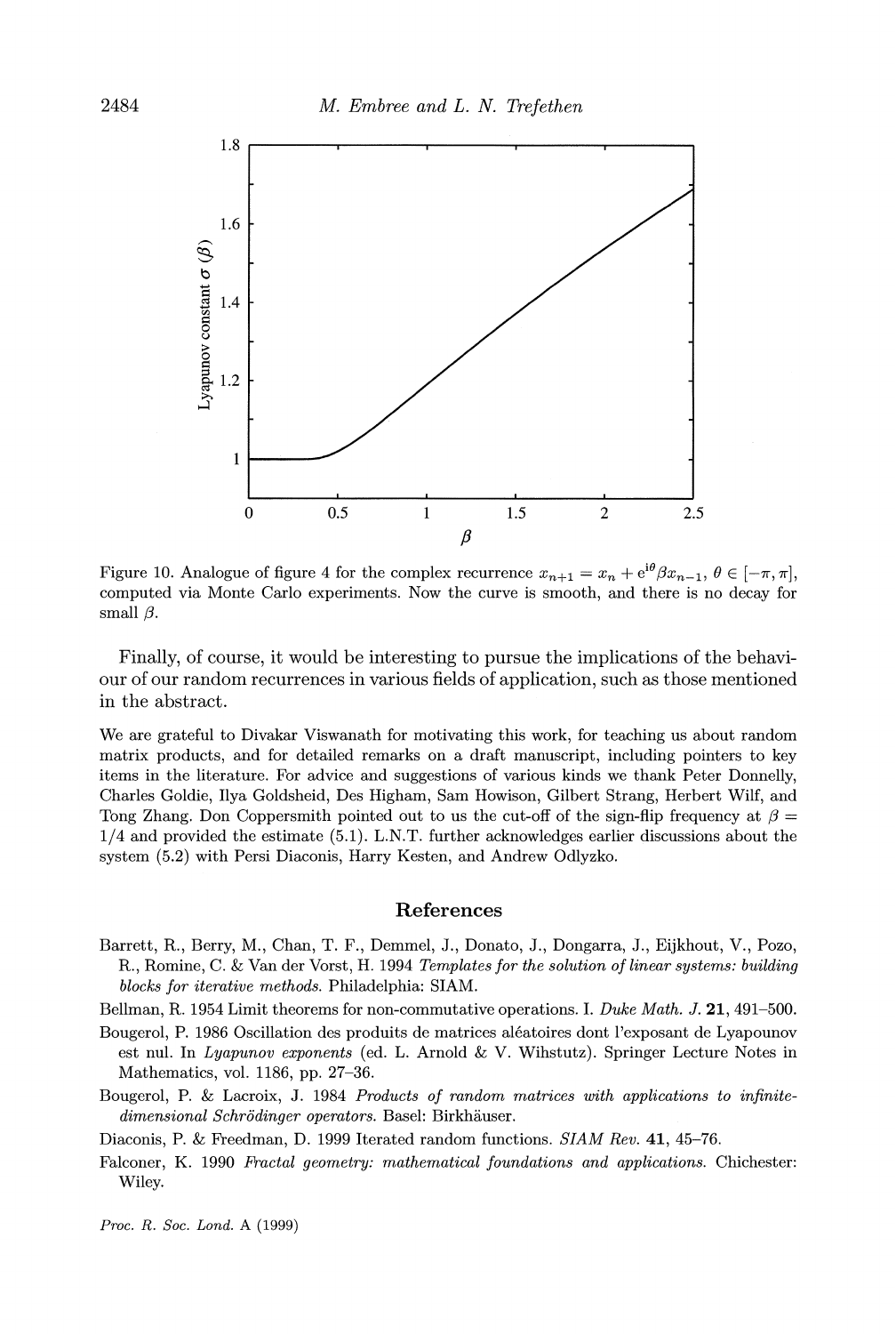Figure 10. Analogue of figure 4 for the complex recurrence $x_{n+1} = x_n + e^{i\theta}\beta x_{n-1}$, $\theta \in [-\pi, \pi]$, computed via Monte Carlo experiments. Now the curve is smooth, and there is no decay for small $\beta$.

Finally, of course, it would be interesting to pursue the implications of the behaviour of our random recurrences in various fields of application, such as those mentioned in the abstract.

We are grateful to Divakar Viswanath for motivating this work, for teaching us about random matrix products, and for detailed remarks on a draft manuscript, including pointers to key items in the literature. For advice and suggestions of various kinds we thank Peter Donnelly, Charles Goldie, Ilya Goldsheid, Des Higham, Sam Howison, Gilbert Strang, Herbert Wilf, and Tong Zhang. Don Coppersmith pointed out to us the cut-off of the sign-flip frequency at $\beta = 1/4$ and provided the estimate (5.1). L.N.T. further acknowledges earlier discussions about the system (5.2) with Persi Diaconis, Harry Kesten, and Andrew Odlyzko.

## References

Barrett, R., Berry, M., Chan, T. F., Demmel, J., Donato, J., Dongarra, J., Eijkhout, V., Pozo, R., Romine, C. & Van der Vorst, H. 1994 *Templates for the solution of linear systems: building blocks for iterative methods.* Philadelphia: SIAM.

Bellman, R. 1954 Limit theorems for non-commutative operations. I. *Duke Math. J.* **21**, 491–500.

Bougerol, P. 1986 Oscillation des produits de matrices aléatoires dont l'exposant de Lyapounov est nul. In *Lyapunov exponents* (ed. L. Arnold & V. Wihstutz). Springer Lecture Notes in Mathematics, vol. 1186, pp. 27–36.

Bougerol, P. & Lacroix, J. 1984 *Products of random matrices with applications to infinite-dimensional Schrödinger operators.* Basel: Birkhäuser.

Diaconis, P. & Freedman, D. 1999 Iterated random functions. *SIAM Rev.* **41**, 45–76.

Falconer, K. 1990 *Fractal geometry: mathematical foundations and applications.* Chichester: Wiley.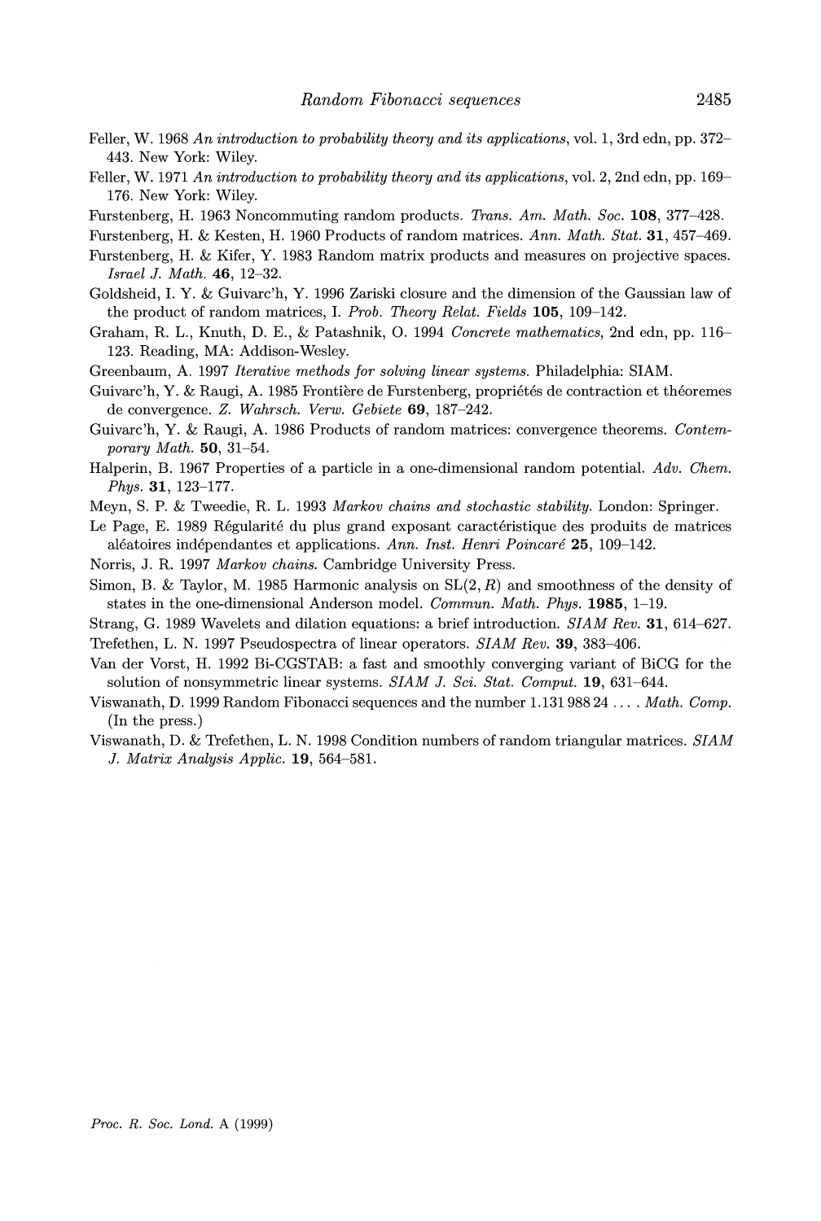Feller, W. 1968 *An introduction to probability theory and its applications*, vol. 1, 3rd edn, pp. 372–443. New York: Wiley.

Feller, W. 1971 *An introduction to probability theory and its applications*, vol. 2, 2nd edn, pp. 169–176. New York: Wiley.

Furstenberg, H. 1963 Noncommuting random products. *Trans. Am. Math. Soc.* **108**, 377–428.

Furstenberg, H. & Kesten, H. 1960 Products of random matrices. *Ann. Math. Stat.* **31**, 457–469.

Furstenberg, H. & Kifer, Y. 1983 Random matrix products and measures on projective spaces. *Israel J. Math.* **46**, 12–32.

Goldsheid, I. Y. & Guivarc'h, Y. 1996 Zariski closure and the dimension of the Gaussian law of the product of random matrices, I. *Prob. Theory Relat. Fields* **105**, 109–142.

Graham, R. L., Knuth, D. E., & Patashnik, O. 1994 *Concrete mathematics*, 2nd edn, pp. 116–123. Reading, MA: Addison-Wesley.

Greenbaum, A. 1997 *Iterative methods for solving linear systems*. Philadelphia: SIAM.

Guivarc'h, Y. & Raugi, A. 1985 Frontière de Furstenberg, propriétés de contraction et théoremes de convergence. *Z. Wahrsch. Verw. Gebiete* **69**, 187–242.

Guivarc'h, Y. & Raugi, A. 1986 Products of random matrices: convergence theorems. *Contemporary Math.* **50**, 31–54.

Halperin, B. 1967 Properties of a particle in a one-dimensional random potential. *Adv. Chem. Phys.* **31**, 123–177.

Meyn, S. P. & Tweedie, R. L. 1993 *Markov chains and stochastic stability*. London: Springer.

Le Page, E. 1989 Régularité du plus grand exposant caractéristique des produits de matrices aléatoires indépendantes et applications. *Ann. Inst. Henri Poincaré* **25**, 109–142.

Norris, J. R. 1997 *Markov chains*. Cambridge University Press.

Simon, B. & Taylor, M. 1985 Harmonic analysis on $\mathrm{SL}(2, R)$ and smoothness of the density of states in the one-dimensional Anderson model. *Commun. Math. Phys.* **1985**, 1–19.

Strang, G. 1989 Wavelets and dilation equations: a brief introduction. *SIAM Rev.* **31**, 614–627.

Trefethen, L. N. 1997 Pseudospectra of linear operators. *SIAM Rev.* **39**, 383–406.

Van der Vorst, H. 1992 Bi-CGSTAB: a fast and smoothly converging variant of BiCG for the solution of nonsymmetric linear systems. *SIAM J. Sci. Stat. Comput.* **19**, 631–644.

Viswanath, D. 1999 Random Fibonacci sequences and the number 1.131 988 24 .... *Math. Comp.* (In the press.)

Viswanath, D. & Trefethen, L. N. 1998 Condition numbers of random triangular matrices. *SIAM J. Matrix Analysis Applic.* **19**, 564–581.